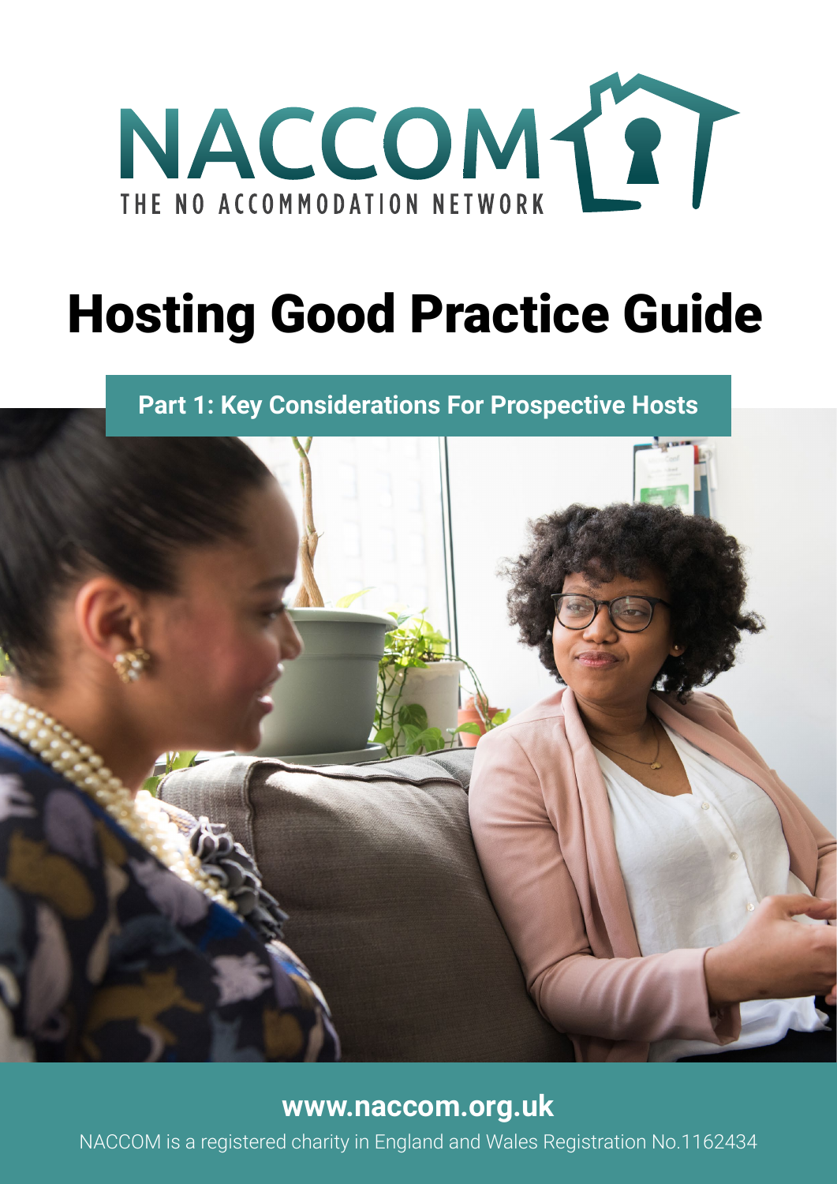NACCOM

THE NO ACCOMMODATION NETWORK

# Hosting Good Practice Guide

## Part 1: Key Considerations For Prospective Hosts

**www.naccom.org.uk**

NACCOM is a registered charity in England and Wales Registration No.1162434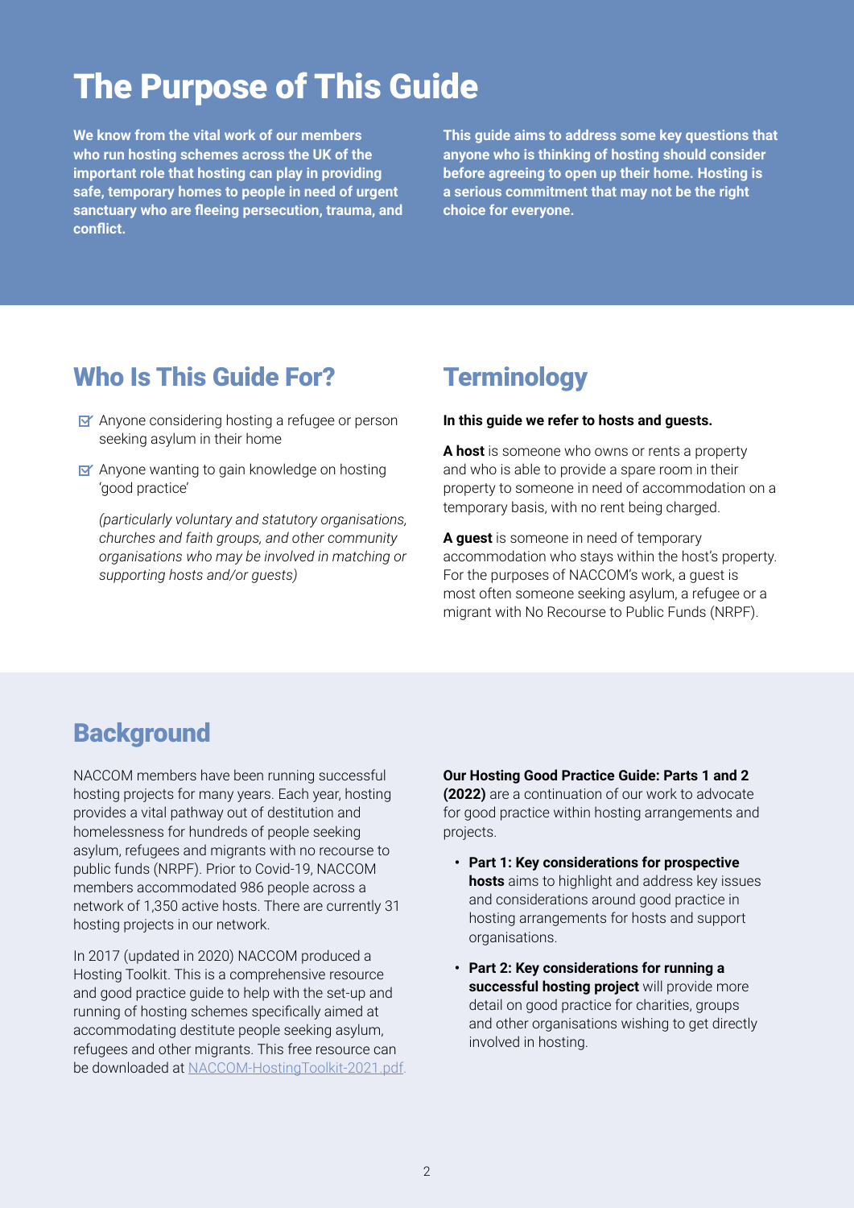# The Purpose of This Guide

**We know from the vital work of our members who run hosting schemes across the UK of the important role that hosting can play in providing safe, temporary homes to people in need of urgent sanctuary who are fleeing persecution, trauma, and conflict.**

**This guide aims to address some key questions that anyone who is thinking of hosting should consider before agreeing to open up their home. Hosting is a serious commitment that may not be the right choice for everyone.**

## Who Is This Guide For?

- Anyone considering hosting a refugee or person seeking asylum in their home
- Anyone wanting to gain knowledge on hosting 'good practice'

  *(particularly voluntary and statutory organisations, churches and faith groups, and other community organisations who may be involved in matching or supporting hosts and/or guests)*

## Terminology

**In this guide we refer to hosts and guests.**

**A host** is someone who owns or rents a property and who is able to provide a spare room in their property to someone in need of accommodation on a temporary basis, with no rent being charged.

**A guest** is someone in need of temporary accommodation who stays within the host's property. For the purposes of NACCOM's work, a guest is most often someone seeking asylum, a refugee or a migrant with No Recourse to Public Funds (NRPF).

## Background

NACCOM members have been running successful hosting projects for many years. Each year, hosting provides a vital pathway out of destitution and homelessness for hundreds of people seeking asylum, refugees and migrants with no recourse to public funds (NRPF). Prior to Covid-19, NACCOM members accommodated 986 people across a network of 1,350 active hosts. There are currently 31 hosting projects in our network.

In 2017 (updated in 2020) NACCOM produced a Hosting Toolkit. This is a comprehensive resource and good practice guide to help with the set-up and running of hosting schemes specifically aimed at accommodating destitute people seeking asylum, refugees and other migrants. This free resource can be downloaded at NACCOM-HostingToolkit-2021.pdf.

**Our Hosting Good Practice Guide: Parts 1 and 2 (2022)** are a continuation of our work to advocate for good practice within hosting arrangements and projects.

- **Part 1: Key considerations for prospective hosts** aims to highlight and address key issues and considerations around good practice in hosting arrangements for hosts and support organisations.
- **Part 2: Key considerations for running a successful hosting project** will provide more detail on good practice for charities, groups and other organisations wishing to get directly involved in hosting.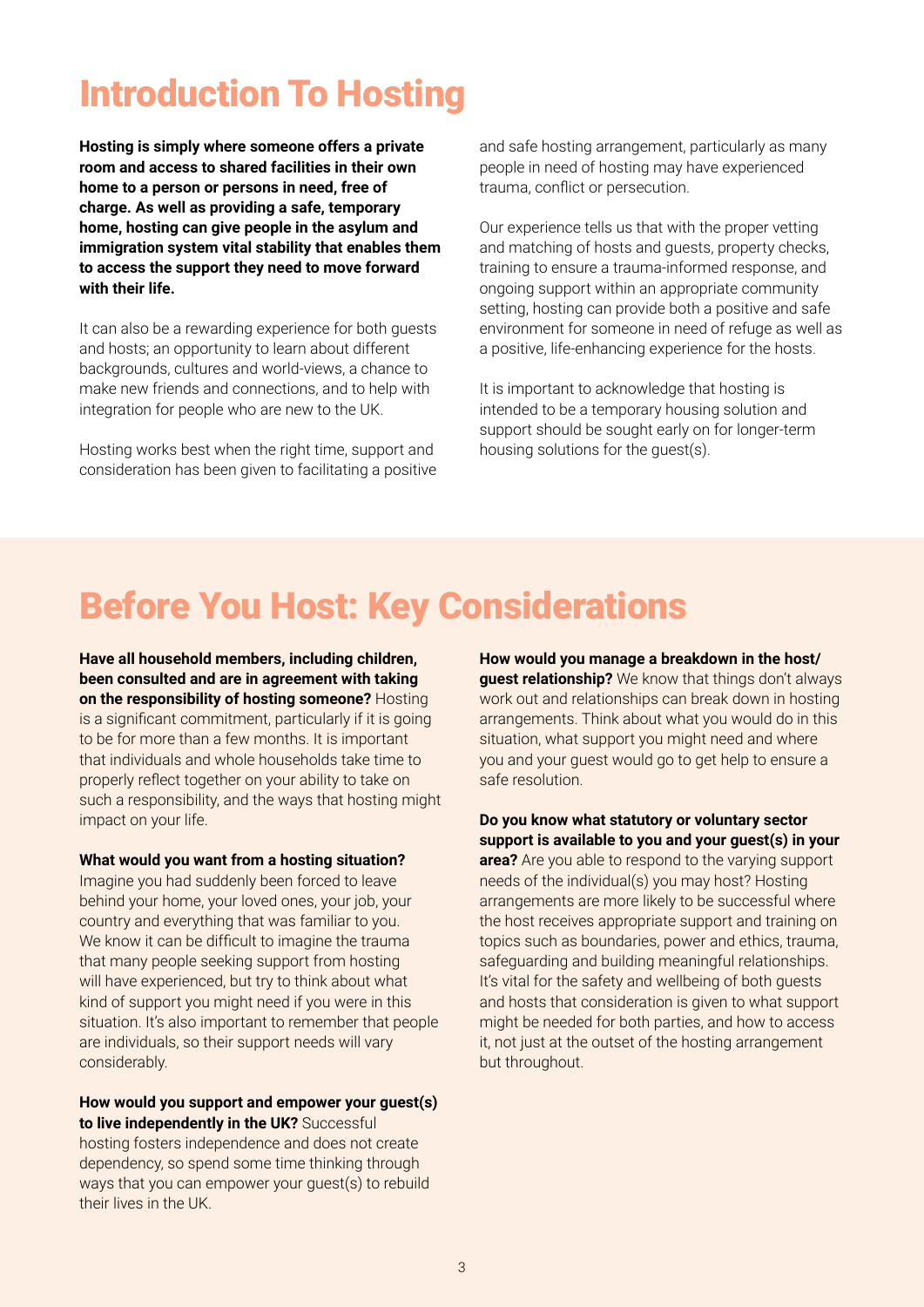# Introduction To Hosting

**Hosting is simply where someone offers a private room and access to shared facilities in their own home to a person or persons in need, free of charge. As well as providing a safe, temporary home, hosting can give people in the asylum and immigration system vital stability that enables them to access the support they need to move forward with their life.**

It can also be a rewarding experience for both guests and hosts; an opportunity to learn about different backgrounds, cultures and world-views, a chance to make new friends and connections, and to help with integration for people who are new to the UK.

Hosting works best when the right time, support and consideration has been given to facilitating a positive and safe hosting arrangement, particularly as many people in need of hosting may have experienced trauma, conflict or persecution.

Our experience tells us that with the proper vetting and matching of hosts and guests, property checks, training to ensure a trauma-informed response, and ongoing support within an appropriate community setting, hosting can provide both a positive and safe environment for someone in need of refuge as well as a positive, life-enhancing experience for the hosts.

It is important to acknowledge that hosting is intended to be a temporary housing solution and support should be sought early on for longer-term housing solutions for the guest(s).

# Before You Host: Key Considerations

**Have all household members, including children, been consulted and are in agreement with taking on the responsibility of hosting someone?** Hosting is a significant commitment, particularly if it is going to be for more than a few months. It is important that individuals and whole households take time to properly reflect together on your ability to take on such a responsibility, and the ways that hosting might impact on your life.

**What would you want from a hosting situation?** Imagine you had suddenly been forced to leave behind your home, your loved ones, your job, your country and everything that was familiar to you. We know it can be difficult to imagine the trauma that many people seeking support from hosting will have experienced, but try to think about what kind of support you might need if you were in this situation. It's also important to remember that people are individuals, so their support needs will vary considerably.

**How would you support and empower your guest(s) to live independently in the UK?** Successful hosting fosters independence and does not create dependency, so spend some time thinking through ways that you can empower your guest(s) to rebuild their lives in the UK.

**How would you manage a breakdown in the host/guest relationship?** We know that things don't always work out and relationships can break down in hosting arrangements. Think about what you would do in this situation, what support you might need and where you and your guest would go to get help to ensure a safe resolution.

**Do you know what statutory or voluntary sector support is available to you and your guest(s) in your area?** Are you able to respond to the varying support needs of the individual(s) you may host? Hosting arrangements are more likely to be successful where the host receives appropriate support and training on topics such as boundaries, power and ethics, trauma, safeguarding and building meaningful relationships. It's vital for the safety and wellbeing of both guests and hosts that consideration is given to what support might be needed for both parties, and how to access it, not just at the outset of the hosting arrangement but throughout.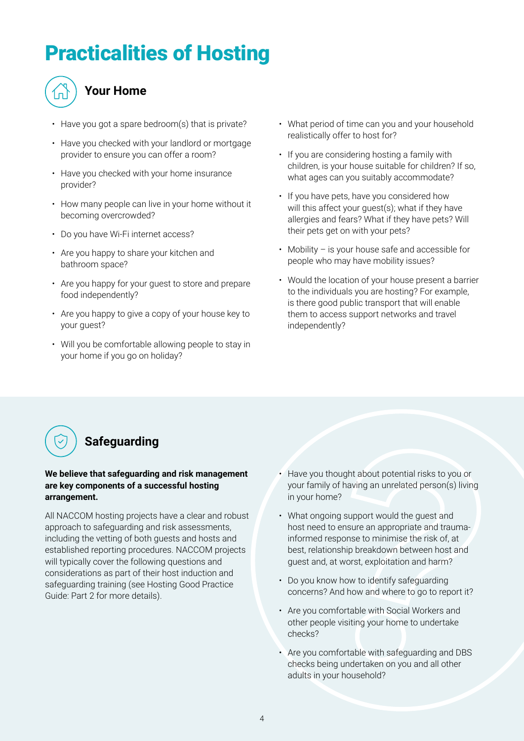# Practicalities of Hosting

## Your Home

- Have you got a spare bedroom(s) that is private?
- Have you checked with your landlord or mortgage provider to ensure you can offer a room?
- Have you checked with your home insurance provider?
- How many people can live in your home without it becoming overcrowded?
- Do you have Wi-Fi internet access?
- Are you happy to share your kitchen and bathroom space?
- Are you happy for your guest to store and prepare food independently?
- Are you happy to give a copy of your house key to your guest?
- Will you be comfortable allowing people to stay in your home if you go on holiday?
- What period of time can you and your household realistically offer to host for?
- If you are considering hosting a family with children, is your house suitable for children? If so, what ages can you suitably accommodate?
- If you have pets, have you considered how will this affect your guest(s); what if they have allergies and fears? What if they have pets? Will their pets get on with your pets?
- Mobility – is your house safe and accessible for people who may have mobility issues?
- Would the location of your house present a barrier to the individuals you are hosting? For example, is there good public transport that will enable them to access support networks and travel independently?

## Safeguarding

**We believe that safeguarding and risk management are key components of a successful hosting arrangement.**

All NACCOM hosting projects have a clear and robust approach to safeguarding and risk assessments, including the vetting of both guests and hosts and established reporting procedures. NACCOM projects will typically cover the following questions and considerations as part of their host induction and safeguarding training (see Hosting Good Practice Guide: Part 2 for more details).

- Have you thought about potential risks to you or your family of having an unrelated person(s) living in your home?
- What ongoing support would the guest and host need to ensure an appropriate and trauma-informed response to minimise the risk of, at best, relationship breakdown between host and guest and, at worst, exploitation and harm?
- Do you know how to identify safeguarding concerns? And how and where to go to report it?
- Are you comfortable with Social Workers and other people visiting your home to undertake checks?
- Are you comfortable with safeguarding and DBS checks being undertaken on you and all other adults in your household?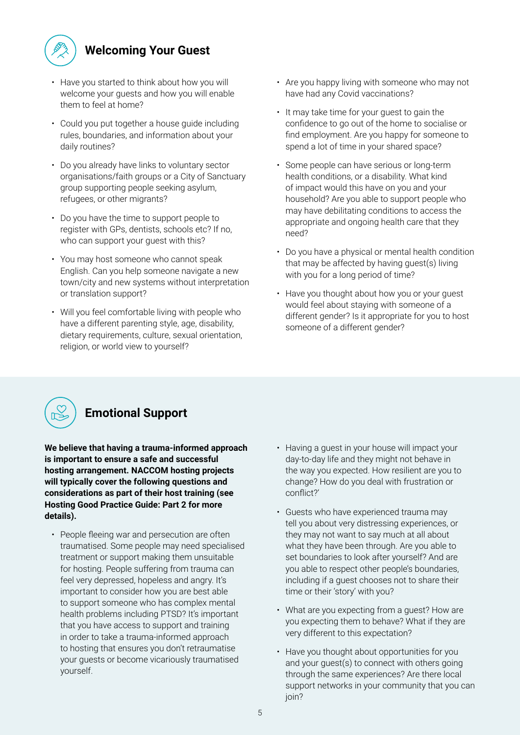## Welcoming Your Guest

- Have you started to think about how you will welcome your guests and how you will enable them to feel at home?
- Could you put together a house guide including rules, boundaries, and information about your daily routines?
- Do you already have links to voluntary sector organisations/faith groups or a City of Sanctuary group supporting people seeking asylum, refugees, or other migrants?
- Do you have the time to support people to register with GPs, dentists, schools etc? If no, who can support your guest with this?
- You may host someone who cannot speak English. Can you help someone navigate a new town/city and new systems without interpretation or translation support?
- Will you feel comfortable living with people who have a different parenting style, age, disability, dietary requirements, culture, sexual orientation, religion, or world view to yourself?
- Are you happy living with someone who may not have had any Covid vaccinations?
- It may take time for your guest to gain the confidence to go out of the home to socialise or find employment. Are you happy for someone to spend a lot of time in your shared space?
- Some people can have serious or long-term health conditions, or a disability. What kind of impact would this have on you and your household? Are you able to support people who may have debilitating conditions to access the appropriate and ongoing health care that they need?
- Do you have a physical or mental health condition that may be affected by having guest(s) living with you for a long period of time?
- Have you thought about how you or your guest would feel about staying with someone of a different gender? Is it appropriate for you to host someone of a different gender?

## Emotional Support

**We believe that having a trauma-informed approach is important to ensure a safe and successful hosting arrangement. NACCOM hosting projects will typically cover the following questions and considerations as part of their host training (see Hosting Good Practice Guide: Part 2 for more details).**

- People fleeing war and persecution are often traumatised. Some people may need specialised treatment or support making them unsuitable for hosting. People suffering from trauma can feel very depressed, hopeless and angry. It's important to consider how you are best able to support someone who has complex mental health problems including PTSD? It's important that you have access to support and training in order to take a trauma-informed approach to hosting that ensures you don't retraumatise your guests or become vicariously traumatised yourself.
- Having a guest in your house will impact your day-to-day life and they might not behave in the way you expected. How resilient are you to change? How do you deal with frustration or conflict?'
- Guests who have experienced trauma may tell you about very distressing experiences, or they may not want to say much at all about what they have been through. Are you able to set boundaries to look after yourself? And are you able to respect other people's boundaries, including if a guest chooses not to share their time or their 'story' with you?
- What are you expecting from a guest? How are you expecting them to behave? What if they are very different to this expectation?
- Have you thought about opportunities for you and your guest(s) to connect with others going through the same experiences? Are there local support networks in your community that you can join?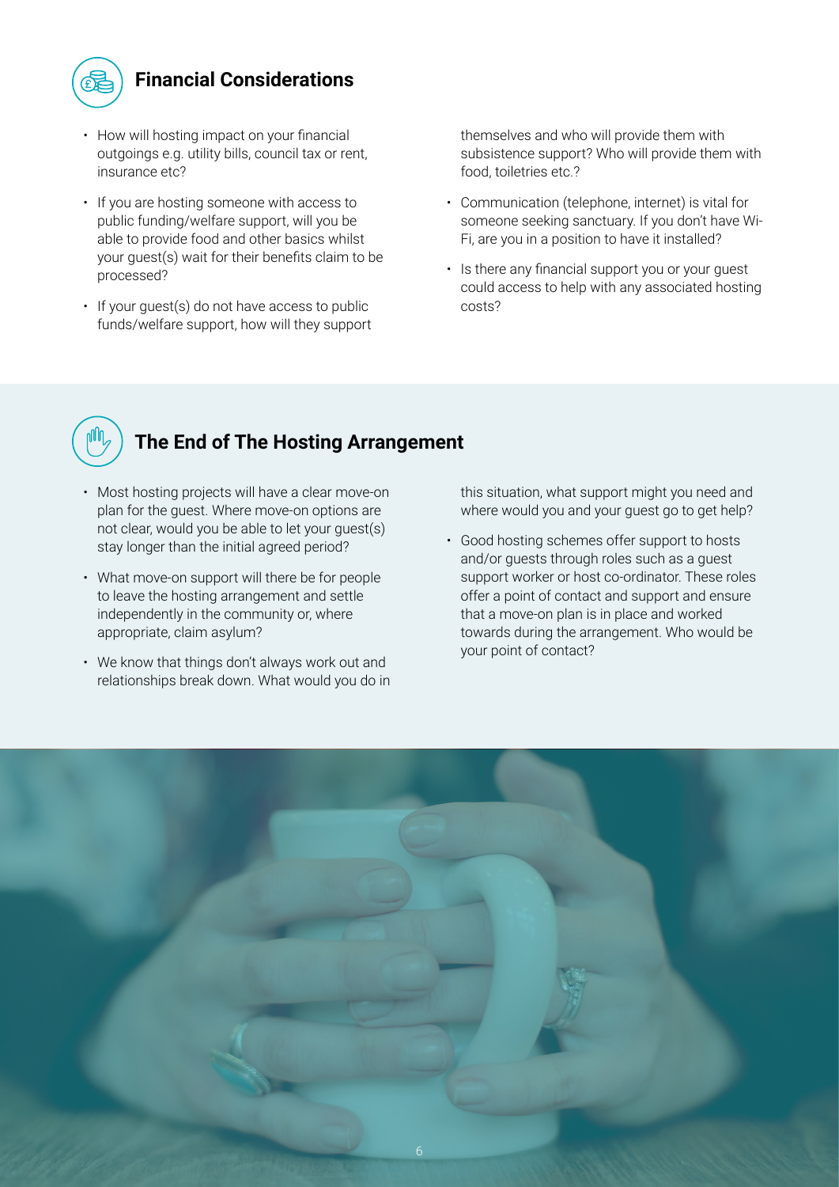## Financial Considerations

- How will hosting impact on your financial outgoings e.g. utility bills, council tax or rent, insurance etc?
- If you are hosting someone with access to public funding/welfare support, will you be able to provide food and other basics whilst your guest(s) wait for their benefits claim to be processed?
- If your guest(s) do not have access to public funds/welfare support, how will they support themselves and who will provide them with subsistence support? Who will provide them with food, toiletries etc.?
- Communication (telephone, internet) is vital for someone seeking sanctuary. If you don't have Wi-Fi, are you in a position to have it installed?
- Is there any financial support you or your guest could access to help with any associated hosting costs?

## The End of The Hosting Arrangement

- Most hosting projects will have a clear move-on plan for the guest. Where move-on options are not clear, would you be able to let your guest(s) stay longer than the initial agreed period?
- What move-on support will there be for people to leave the hosting arrangement and settle independently in the community or, where appropriate, claim asylum?
- We know that things don't always work out and relationships break down. What would you do in this situation, what support might you need and where would you and your guest go to get help?
- Good hosting schemes offer support to hosts and/or guests through roles such as a guest support worker or host co-ordinator. These roles offer a point of contact and support and ensure that a move-on plan is in place and worked towards during the arrangement. Who would be your point of contact?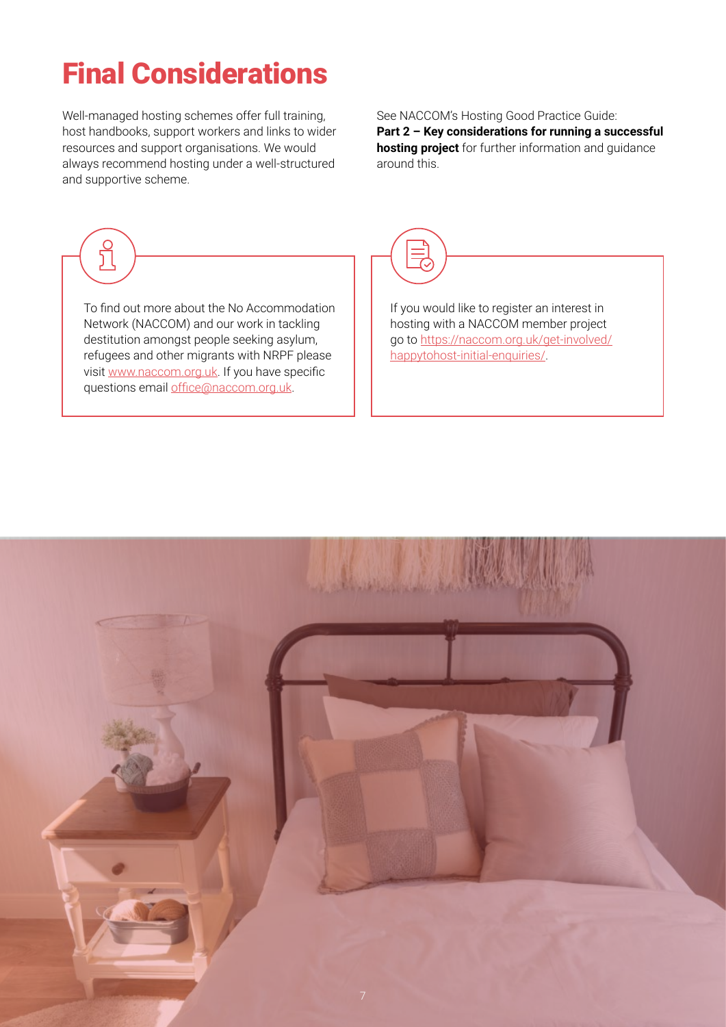# Final Considerations

Well-managed hosting schemes offer full training, host handbooks, support workers and links to wider resources and support organisations. We would always recommend hosting under a well-structured and supportive scheme.

See NACCOM's Hosting Good Practice Guide: **Part 2 – Key considerations for running a successful hosting project** for further information and guidance around this.

To find out more about the No Accommodation Network (NACCOM) and our work in tackling destitution amongst people seeking asylum, refugees and other migrants with NRPF please visit www.naccom.org.uk. If you have specific questions email office@naccom.org.uk.

If you would like to register an interest in hosting with a NACCOM member project go to https://naccom.org.uk/get-involved/happytohost-initial-enquiries/.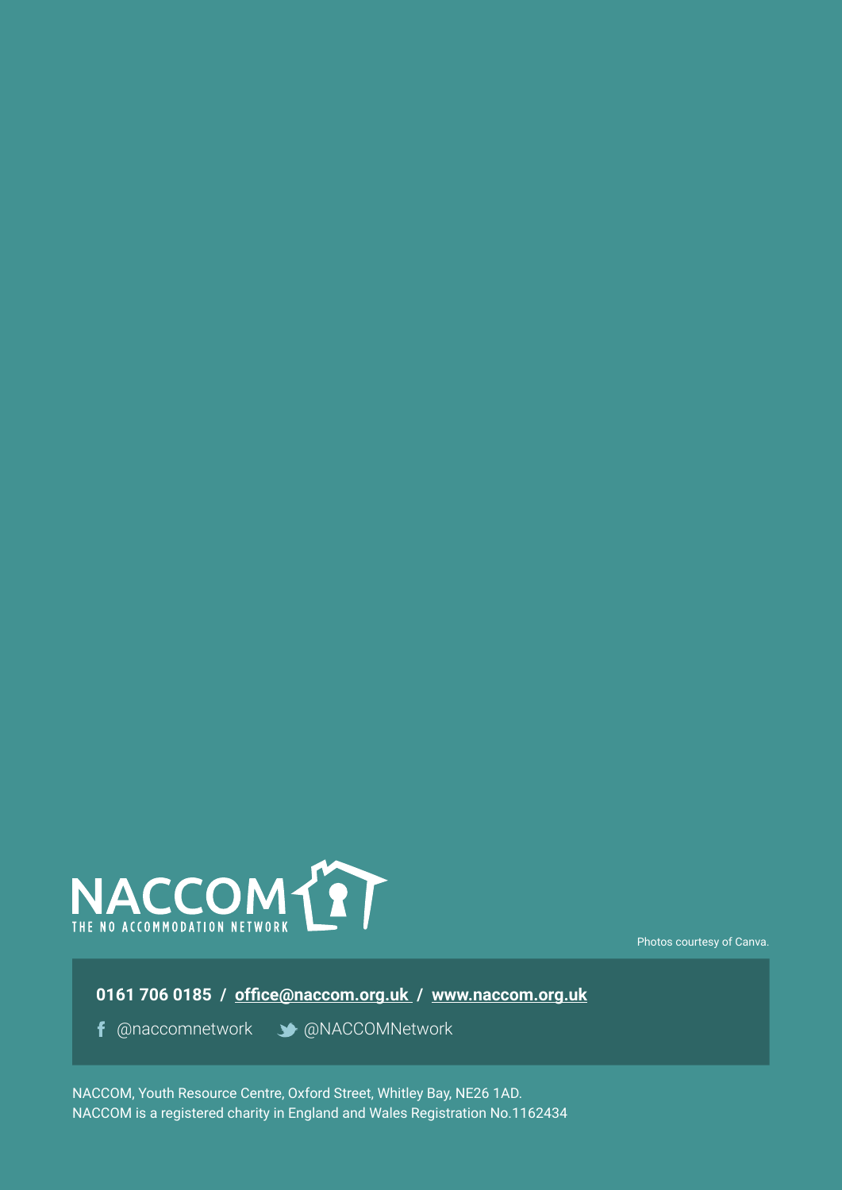NACCOM
THE NO ACCOMMODATION NETWORK

Photos courtesy of Canva.

**0161 706 0185 / office@naccom.org.uk / www.naccom.org.uk**

@naccomnetwork    @NACCOMNetwork

NACCOM, Youth Resource Centre, Oxford Street, Whitley Bay, NE26 1AD.
NACCOM is a registered charity in England and Wales Registration No.1162434